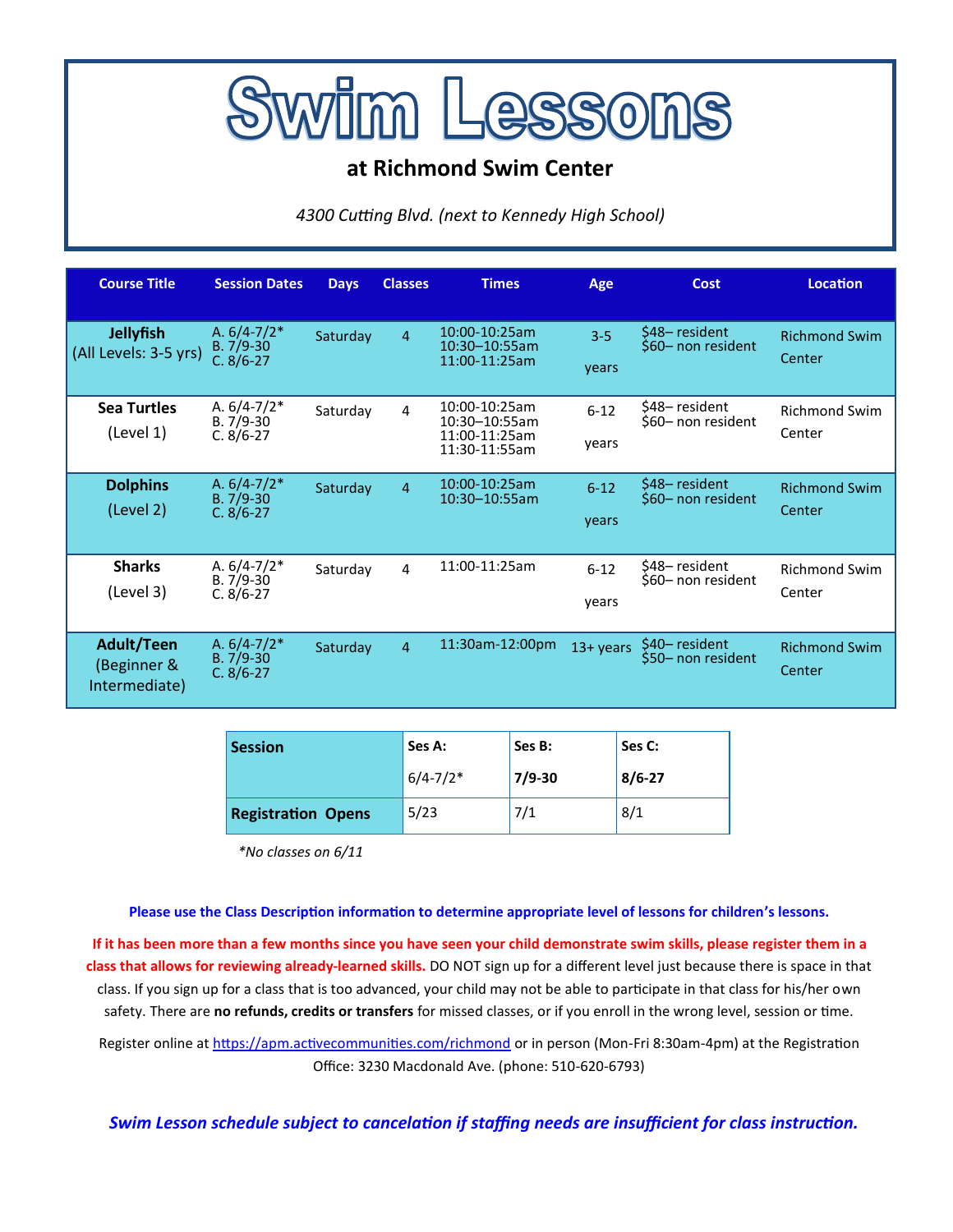# Swim Lessons

## at Richmond Swim Center

*4300 Cutting Blvd. (next to Kennedy High School)*

| Course Title | Session Dates | Days | Classes | Times | Age | Cost | Location |
|---|---|---|---|---|---|---|---|
| **Jellyfish** (All Levels: 3-5 yrs) | A. 6/4-7/2* B. 7/9-30 C. 8/6-27 | Saturday | 4 | 10:00-10:25am 10:30–10:55am 11:00-11:25am | 3-5 years | $48– resident $60– non resident | Richmond Swim Center |
| **Sea Turtles** (Level 1) | A. 6/4-7/2* B. 7/9-30 C. 8/6-27 | Saturday | 4 | 10:00-10:25am 10:30–10:55am 11:00-11:25am 11:30-11:55am | 6-12 years | $48– resident $60– non resident | Richmond Swim Center |
| **Dolphins** (Level 2) | A. 6/4-7/2* B. 7/9-30 C. 8/6-27 | Saturday | 4 | 10:00-10:25am 10:30–10:55am | 6-12 years | $48– resident $60– non resident | Richmond Swim Center |
| **Sharks** (Level 3) | A. 6/4-7/2* B. 7/9-30 C. 8/6-27 | Saturday | 4 | 11:00-11:25am | 6-12 years | $48– resident $60– non resident | Richmond Swim Center |
| **Adult/Teen** (Beginner & Intermediate) | A. 6/4-7/2* B. 7/9-30 C. 8/6-27 | Saturday | 4 | 11:30am-12:00pm | 13+ years | $40– resident $50– non resident | Richmond Swim Center |

| **Session** | **Ses A:** 6/4-7/2* | **Ses B:** **7/9-30** | **Ses C:** **8/6-27** |
|---|---|---|---|
| **Registration Opens** | 5/23 | 7/1 | 8/1 |

*\*No classes on 6/11*

**Please use the Class Description information to determine appropriate level of lessons for children's lessons.**

**If it has been more than a few months since you have seen your child demonstrate swim skills, please register them in a class that allows for reviewing already-learned skills.** DO NOT sign up for a different level just because there is space in that class. If you sign up for a class that is too advanced, your child may not be able to participate in that class for his/her own safety. There are **no refunds, credits or transfers** for missed classes, or if you enroll in the wrong level, session or time.

Register online at https://apm.activecommunities.com/richmond or in person (Mon-Fri 8:30am-4pm) at the Registration Office: 3230 Macdonald Ave. (phone: 510-620-6793)

***Swim Lesson schedule subject to cancelation if staffing needs are insufficient for class instruction.***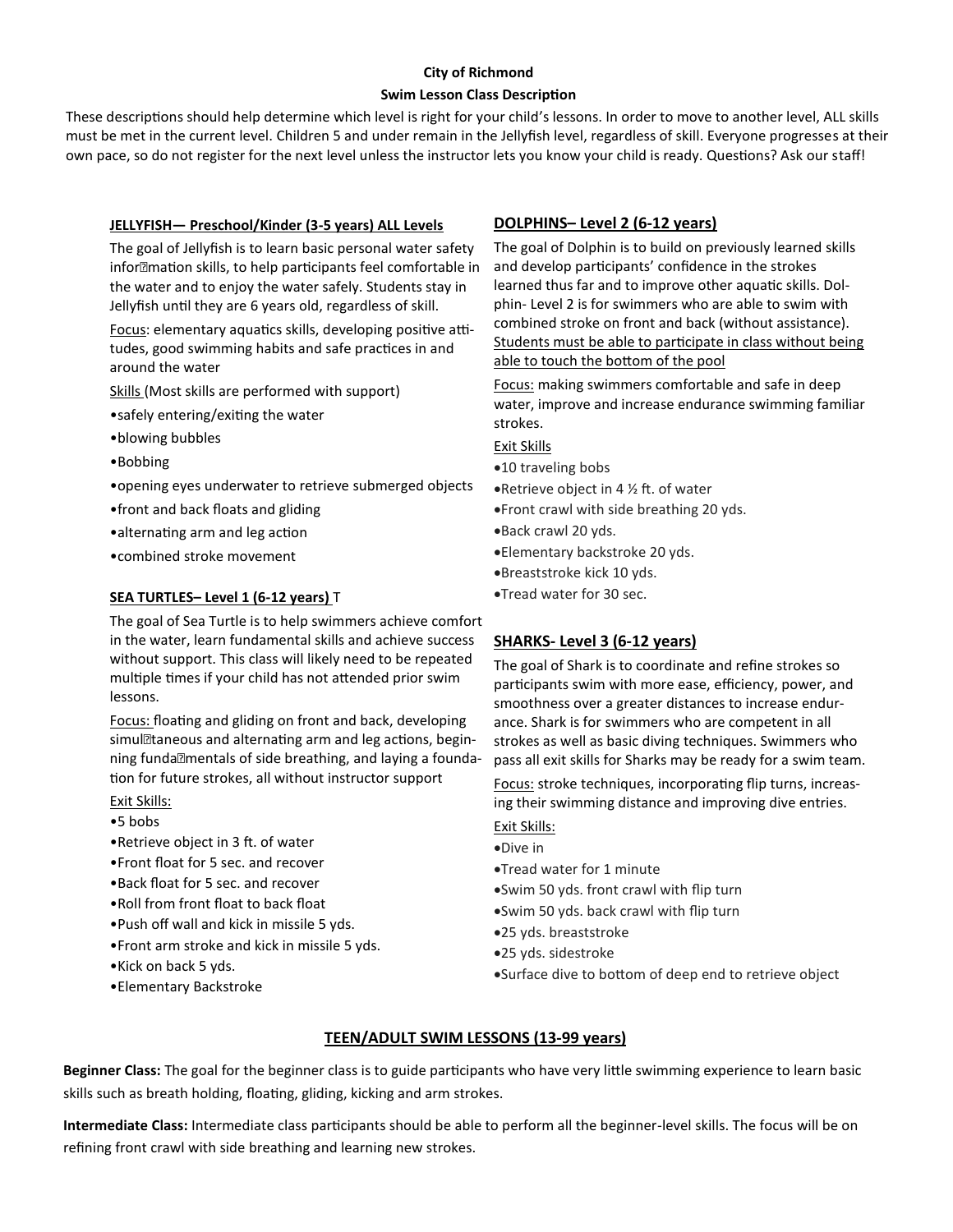**City of Richmond**

**Swim Lesson Class Description**

These descriptions should help determine which level is right for your child's lessons. In order to move to another level, ALL skills must be met in the current level. Children 5 and under remain in the Jellyfish level, regardless of skill. Everyone progresses at their own pace, so do not register for the next level unless the instructor lets you know your child is ready. Questions? Ask our staff!

## JELLYFISH— Preschool/Kinder (3-5 years) ALL Levels

The goal of Jellyfish is to learn basic personal water safety infor�mation skills, to help participants feel comfortable in the water and to enjoy the water safely. Students stay in Jellyfish until they are 6 years old, regardless of skill.

Focus: elementary aquatics skills, developing positive attitudes, good swimming habits and safe practices in and around the water

Skills (Most skills are performed with support)

- safely entering/exiting the water
- blowing bubbles
- Bobbing
- opening eyes underwater to retrieve submerged objects
- front and back floats and gliding
- alternating arm and leg action
- combined stroke movement

## SEA TURTLES– Level 1 (6-12 years) T

The goal of Sea Turtle is to help swimmers achieve comfort in the water, learn fundamental skills and achieve success without support. This class will likely need to be repeated multiple times if your child has not attended prior swim lessons.

Focus: floating and gliding on front and back, developing simul�taneous and alternating arm and leg actions, beginning funda�mentals of side breathing, and laying a foundation for future strokes, all without instructor support

Exit Skills:

- 5 bobs
- Retrieve object in 3 ft. of water
- Front float for 5 sec. and recover
- Back float for 5 sec. and recover
- Roll from front float to back float
- Push off wall and kick in missile 5 yds.
- Front arm stroke and kick in missile 5 yds.
- Kick on back 5 yds.
- Elementary Backstroke

## DOLPHINS– Level 2 (6-12 years)

The goal of Dolphin is to build on previously learned skills and develop participants' confidence in the strokes learned thus far and to improve other aquatic skills. Dolphin- Level 2 is for swimmers who are able to swim with combined stroke on front and back (without assistance). Students must be able to participate in class without being able to touch the bottom of the pool

Focus: making swimmers comfortable and safe in deep water, improve and increase endurance swimming familiar strokes.

Exit Skills

- 10 traveling bobs
- Retrieve object in 4 ½ ft. of water
- Front crawl with side breathing 20 yds.
- Back crawl 20 yds.
- Elementary backstroke 20 yds.
- Breaststroke kick 10 yds.
- Tread water for 30 sec.

## SHARKS- Level 3 (6-12 years)

The goal of Shark is to coordinate and refine strokes so participants swim with more ease, efficiency, power, and smoothness over a greater distances to increase endurance. Shark is for swimmers who are competent in all strokes as well as basic diving techniques. Swimmers who pass all exit skills for Sharks may be ready for a swim team.

Focus: stroke techniques, incorporating flip turns, increasing their swimming distance and improving dive entries.

Exit Skills:

- Dive in
- Tread water for 1 minute
- Swim 50 yds. front crawl with flip turn
- Swim 50 yds. back crawl with flip turn
- 25 yds. breaststroke
- 25 yds. sidestroke
- Surface dive to bottom of deep end to retrieve object

## TEEN/ADULT SWIM LESSONS (13-99 years)

**Beginner Class:** The goal for the beginner class is to guide participants who have very little swimming experience to learn basic skills such as breath holding, floating, gliding, kicking and arm strokes.

**Intermediate Class:** Intermediate class participants should be able to perform all the beginner-level skills. The focus will be on refining front crawl with side breathing and learning new strokes.